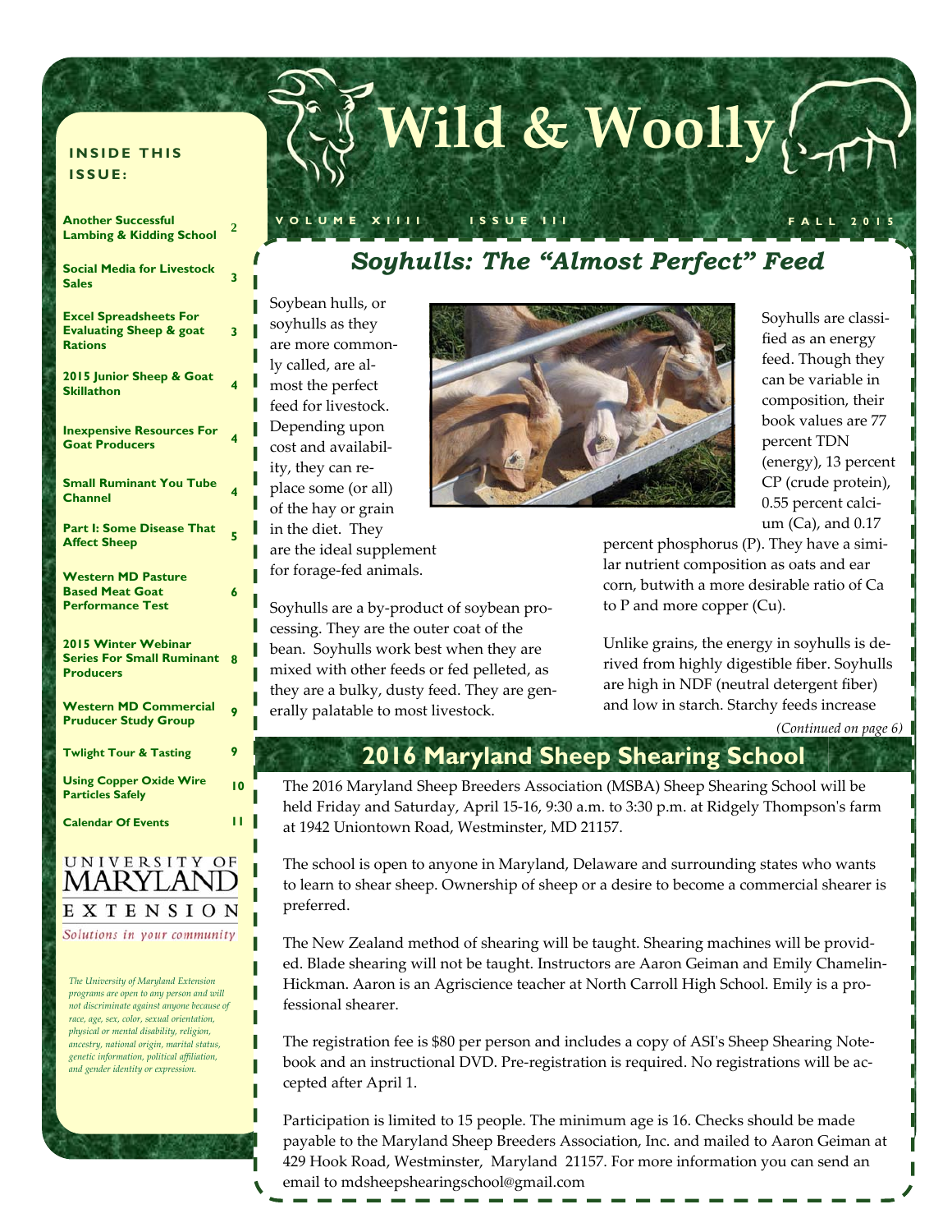# Wild & Woolly

VOLUME XIIII ISSUE III FALL 2015

**INSIDE THIS ISSUE:**

| | |
|---|---|
| **Another Successful Lambing & Kidding School** | 2 |
| **Social Media for Livestock Sales** | 3 |
| **Excel Spreadsheets For Evaluating Sheep & goat Rations** | 3 |
| **2015 Junior Sheep & Goat Skillathon** | 4 |
| **Inexpensive Resources For Goat Producers** | 4 |
| **Small Ruminant You Tube Channel** | 4 |
| **Part I: Some Disease That Affect Sheep** | 5 |
| **Western MD Pasture Based Meat Goat Performance Test** | 6 |
| **2015 Winter Webinar Series For Small Ruminant Producers** | 8 |
| **Western MD Commercial Pruducer Study Group** | 9 |
| **Twlight Tour & Tasting** | 9 |
| **Using Copper Oxide Wire Particles Safely** | 10 |
| **Calendar Of Events** | 11 |

UNIVERSITY OF MARYLAND EXTENSION

*Solutions in your community*

*The University of Maryland Extension programs are open to any person and will not discriminate against anyone because of race, age, sex, color, sexual orientation, physical or mental disability, religion, ancestry, national origin, marital status, genetic information, political affiliation, and gender identity or expression.*

## *Soyhulls: The "Almost Perfect" Feed*

Soybean hulls, or soyhulls as they are more commonly called, are almost the perfect feed for livestock. Depending upon cost and availability, they can replace some (or all) of the hay or grain in the diet. They are the ideal supplement for forage-fed animals.

Soyhulls are a by-product of soybean processing. They are the outer coat of the bean. Soyhulls work best when they are mixed with other feeds or fed pelleted, as they are a bulky, dusty feed. They are generally palatable to most livestock.

Soyhulls are classified as an energy feed. Though they can be variable in composition, their book values are 77 percent TDN (energy), 13 percent CP (crude protein), 0.55 percent calcium (Ca), and 0.17 percent phosphorus (P). They have a similar nutrient composition as oats and ear corn, butwith a more desirable ratio of Ca to P and more copper (Cu).

Unlike grains, the energy in soyhulls is derived from highly digestible fiber. Soyhulls are high in NDF (neutral detergent fiber) and low in starch. Starchy feeds increase

*(Continued on page 6)*

## 2016 Maryland Sheep Shearing School

The 2016 Maryland Sheep Breeders Association (MSBA) Sheep Shearing School will be held Friday and Saturday, April 15-16, 9:30 a.m. to 3:30 p.m. at Ridgely Thompson's farm at 1942 Uniontown Road, Westminster, MD 21157.

The school is open to anyone in Maryland, Delaware and surrounding states who wants to learn to shear sheep. Ownership of sheep or a desire to become a commercial shearer is preferred.

The New Zealand method of shearing will be taught. Shearing machines will be provided. Blade shearing will not be taught. Instructors are Aaron Geiman and Emily Chamelin-Hickman. Aaron is an Agriscience teacher at North Carroll High School. Emily is a professional shearer.

The registration fee is $80 per person and includes a copy of ASI's Sheep Shearing Notebook and an instructional DVD. Pre-registration is required. No registrations will be accepted after April 1.

Participation is limited to 15 people. The minimum age is 16. Checks should be made payable to the Maryland Sheep Breeders Association, Inc. and mailed to Aaron Geiman at 429 Hook Road, Westminster, Maryland 21157. For more information you can send an email to mdsheepshearingschool@gmail.com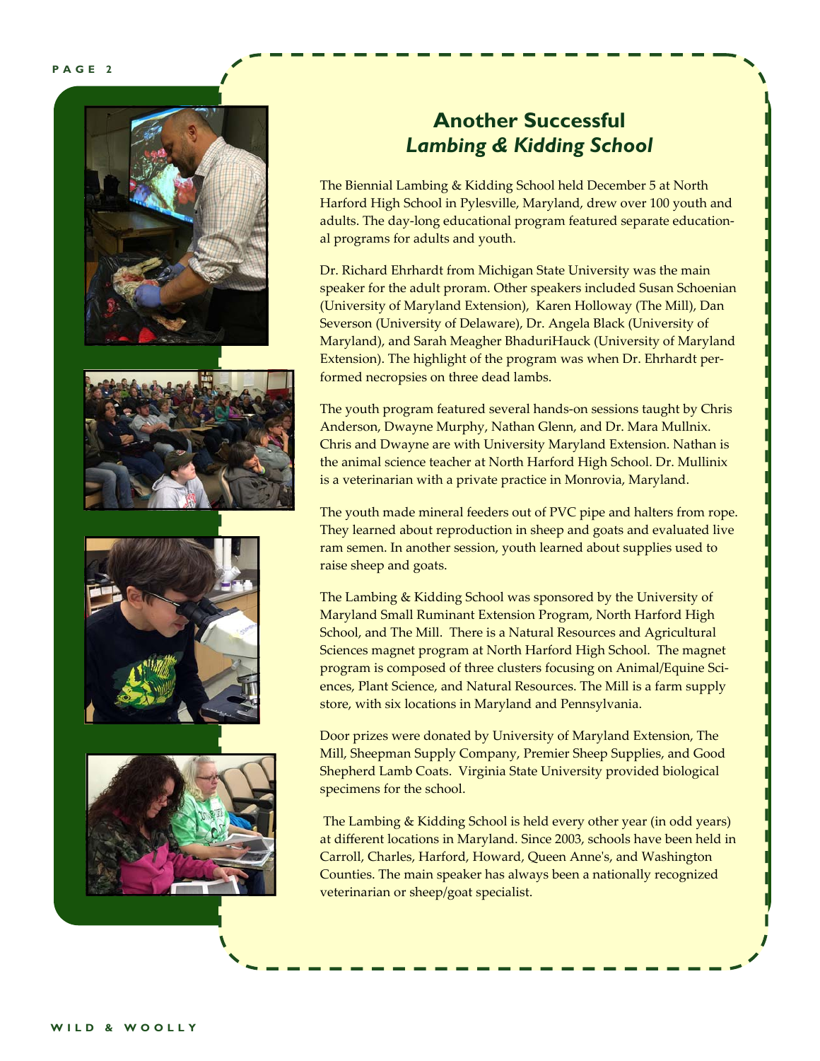## Another Successful *Lambing & Kidding School*

The Biennial Lambing & Kidding School held December 5 at North Harford High School in Pylesville, Maryland, drew over 100 youth and adults. The day-long educational program featured separate educational programs for adults and youth.

Dr. Richard Ehrhardt from Michigan State University was the main speaker for the adult proram. Other speakers included Susan Schoenian (University of Maryland Extension), Karen Holloway (The Mill), Dan Severson (University of Delaware), Dr. Angela Black (University of Maryland), and Sarah Meagher BhaduriHauck (University of Maryland Extension). The highlight of the program was when Dr. Ehrhardt performed necropsies on three dead lambs.

The youth program featured several hands-on sessions taught by Chris Anderson, Dwayne Murphy, Nathan Glenn, and Dr. Mara Mullnix. Chris and Dwayne are with University Maryland Extension. Nathan is the animal science teacher at North Harford High School. Dr. Mullinix is a veterinarian with a private practice in Monrovia, Maryland.

The youth made mineral feeders out of PVC pipe and halters from rope. They learned about reproduction in sheep and goats and evaluated live ram semen. In another session, youth learned about supplies used to raise sheep and goats.

The Lambing & Kidding School was sponsored by the University of Maryland Small Ruminant Extension Program, North Harford High School, and The Mill. There is a Natural Resources and Agricultural Sciences magnet program at North Harford High School. The magnet program is composed of three clusters focusing on Animal/Equine Sciences, Plant Science, and Natural Resources. The Mill is a farm supply store, with six locations in Maryland and Pennsylvania.

Door prizes were donated by University of Maryland Extension, The Mill, Sheepman Supply Company, Premier Sheep Supplies, and Good Shepherd Lamb Coats. Virginia State University provided biological specimens for the school.

The Lambing & Kidding School is held every other year (in odd years) at different locations in Maryland. Since 2003, schools have been held in Carroll, Charles, Harford, Howard, Queen Anne's, and Washington Counties. The main speaker has always been a nationally recognized veterinarian or sheep/goat specialist.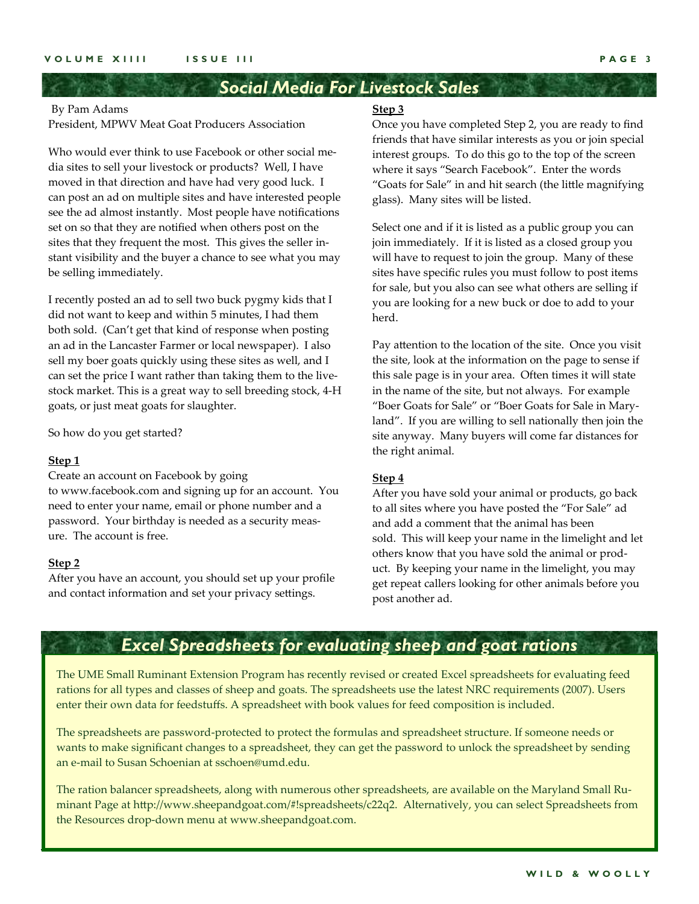## Social Media For Livestock Sales

By Pam Adams
President, MPWV Meat Goat Producers Association

Who would ever think to use Facebook or other social media sites to sell your livestock or products? Well, I have moved in that direction and have had very good luck. I can post an ad on multiple sites and have interested people see the ad almost instantly. Most people have notifications set on so that they are notified when others post on the sites that they frequent the most. This gives the seller instant visibility and the buyer a chance to see what you may be selling immediately.

I recently posted an ad to sell two buck pygmy kids that I did not want to keep and within 5 minutes, I had them both sold. (Can't get that kind of response when posting an ad in the Lancaster Farmer or local newspaper). I also sell my boer goats quickly using these sites as well, and I can set the price I want rather than taking them to the livestock market. This is a great way to sell breeding stock, 4-H goats, or just meat goats for slaughter.

So how do you get started?

**Step 1**

Create an account on Facebook by going to www.facebook.com and signing up for an account. You need to enter your name, email or phone number and a password. Your birthday is needed as a security measure. The account is free.

**Step 2**

After you have an account, you should set up your profile and contact information and set your privacy settings.

**Step 3**

Once you have completed Step 2, you are ready to find friends that have similar interests as you or join special interest groups. To do this go to the top of the screen where it says "Search Facebook". Enter the words "Goats for Sale" in and hit search (the little magnifying glass). Many sites will be listed.

Select one and if it is listed as a public group you can join immediately. If it is listed as a closed group you will have to request to join the group. Many of these sites have specific rules you must follow to post items for sale, but you also can see what others are selling if you are looking for a new buck or doe to add to your herd.

Pay attention to the location of the site. Once you visit the site, look at the information on the page to sense if this sale page is in your area. Often times it will state in the name of the site, but not always. For example "Boer Goats for Sale" or "Boer Goats for Sale in Maryland". If you are willing to sell nationally then join the site anyway. Many buyers will come far distances for the right animal.

**Step 4**

After you have sold your animal or products, go back to all sites where you have posted the "For Sale" ad and add a comment that the animal has been sold. This will keep your name in the limelight and let others know that you have sold the animal or product. By keeping your name in the limelight, you may get repeat callers looking for other animals before you post another ad.

## Excel Spreadsheets for evaluating sheep and goat rations

The UME Small Ruminant Extension Program has recently revised or created Excel spreadsheets for evaluating feed rations for all types and classes of sheep and goats. The spreadsheets use the latest NRC requirements (2007). Users enter their own data for feedstuffs. A spreadsheet with book values for feed composition is included.

The spreadsheets are password-protected to protect the formulas and spreadsheet structure. If someone needs or wants to make significant changes to a spreadsheet, they can get the password to unlock the spreadsheet by sending an e-mail to Susan Schoenian at sschoen@umd.edu.

The ration balancer spreadsheets, along with numerous other spreadsheets, are available on the Maryland Small Ruminant Page at http://www.sheepandgoat.com/#!spreadsheets/c22q2. Alternatively, you can select Spreadsheets from the Resources drop-down menu at www.sheepandgoat.com.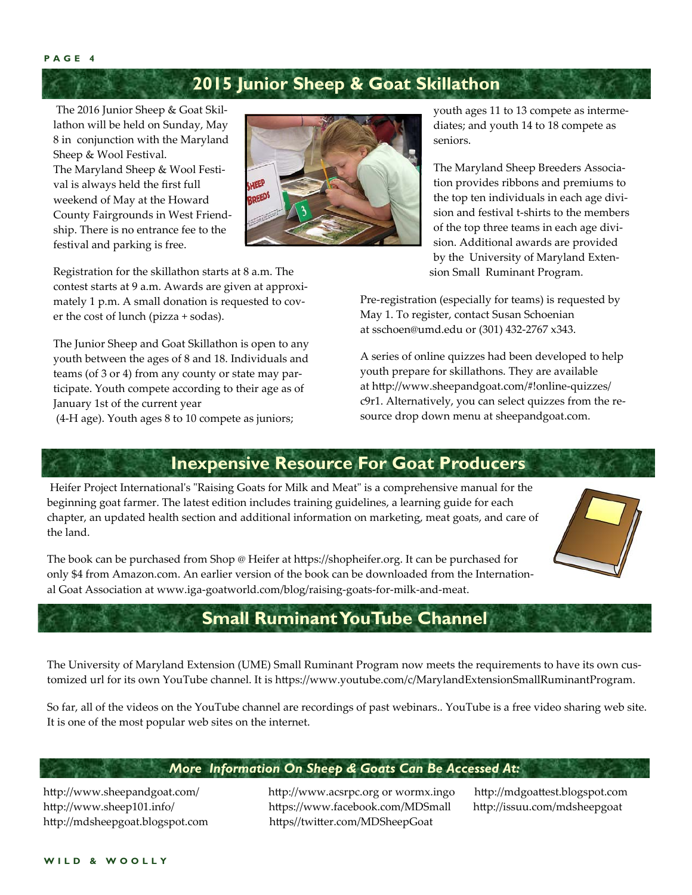## 2015 Junior Sheep & Goat Skillathon

The 2016 Junior Sheep & Goat Skillathon will be held on Sunday, May 8 in conjunction with the Maryland Sheep & Wool Festival.

The Maryland Sheep & Wool Festival is always held the first full weekend of May at the Howard County Fairgrounds in West Friendship. There is no entrance fee to the festival and parking is free.

Registration for the skillathon starts at 8 a.m. The contest starts at 9 a.m. Awards are given at approximately 1 p.m. A small donation is requested to cover the cost of lunch (pizza + sodas).

The Junior Sheep and Goat Skillathon is open to any youth between the ages of 8 and 18. Individuals and teams (of 3 or 4) from any county or state may participate. Youth compete according to their age as of January 1st of the current year (4-H age). Youth ages 8 to 10 compete as juniors; youth ages 11 to 13 compete as intermediates; and youth 14 to 18 compete as seniors.

The Maryland Sheep Breeders Association provides ribbons and premiums to the top ten individuals in each age division and festival t-shirts to the members of the top three teams in each age division. Additional awards are provided by the University of Maryland Extension Small Ruminant Program.

Pre-registration (especially for teams) is requested by May 1. To register, contact Susan Schoenian at sschoen@umd.edu or (301) 432-2767 x343.

A series of online quizzes had been developed to help youth prepare for skillathons. They are available at http://www.sheepandgoat.com/#!online-quizzes/c9r1. Alternatively, you can select quizzes from the resource drop down menu at sheepandgoat.com.

## Inexpensive Resource For Goat Producers

Heifer Project International's "Raising Goats for Milk and Meat" is a comprehensive manual for the beginning goat farmer. The latest edition includes training guidelines, a learning guide for each chapter, an updated health section and additional information on marketing, meat goats, and care of the land.

The book can be purchased from Shop @ Heifer at https://shopheifer.org. It can be purchased for only $4 from Amazon.com. An earlier version of the book can be downloaded from the International Goat Association at www.iga-goatworld.com/blog/raising-goats-for-milk-and-meat.

## Small Ruminant YouTube Channel

The University of Maryland Extension (UME) Small Ruminant Program now meets the requirements to have its own customized url for its own YouTube channel. It is https://www.youtube.com/c/MarylandExtensionSmallRuminantProgram.

So far, all of the videos on the YouTube channel are recordings of past webinars.. YouTube is a free video sharing web site. It is one of the most popular web sites on the internet.

### *More Information On Sheep & Goats Can Be Accessed At:*

http://www.sheepandgoat.com/
http://www.sheep101.info/
http://mdsheepgoat.blogspot.com
http://www.acsrpc.org or wormx.ingo
https://www.facebook.com/MDSmall
https//twitter.com/MDSheepGoat
http://mdgoattest.blogspot.com
http://issuu.com/mdsheepgoat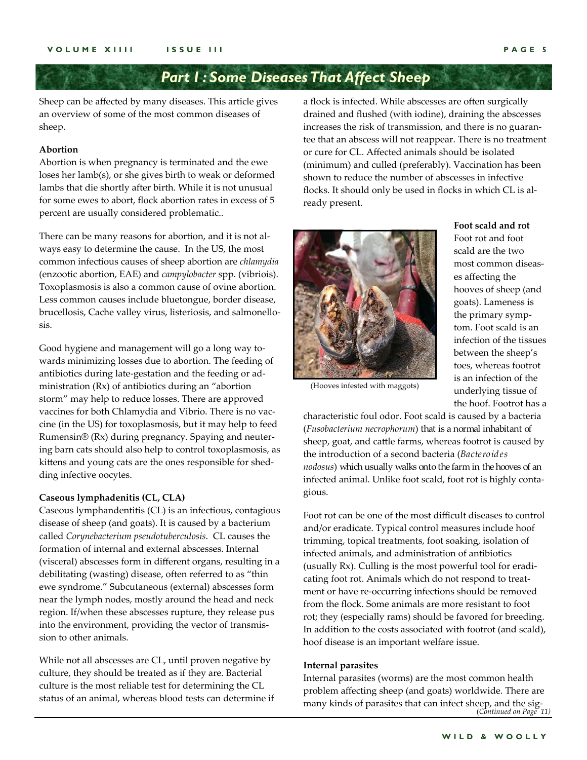## Part I : Some Diseases That Affect Sheep

Sheep can be affected by many diseases. This article gives an overview of some of the most common diseases of sheep.

**Abortion**

Abortion is when pregnancy is terminated and the ewe loses her lamb(s), or she gives birth to weak or deformed lambs that die shortly after birth. While it is not unusual for some ewes to abort, flock abortion rates in excess of 5 percent are usually considered problematic..

There can be many reasons for abortion, and it is not always easy to determine the cause. In the US, the most common infectious causes of sheep abortion are *chlamydia* (enzootic abortion, EAE) and *campylobacter* spp. (vibriois). Toxoplasmosis is also a common cause of ovine abortion. Less common causes include bluetongue, border disease, brucellosis, Cache valley virus, listeriosis, and salmonellosis.

Good hygiene and management will go a long way towards minimizing losses due to abortion. The feeding of antibiotics during late-gestation and the feeding or administration (Rx) of antibiotics during an "abortion storm" may help to reduce losses. There are approved vaccines for both Chlamydia and Vibrio. There is no vaccine (in the US) for toxoplasmosis, but it may help to feed Rumensin® (Rx) during pregnancy. Spaying and neutering barn cats should also help to control toxoplasmosis, as kittens and young cats are the ones responsible for shedding infective oocytes.

**Caseous lymphadenitis (CL, CLA)**

Caseous lymphandentitis (CL) is an infectious, contagious disease of sheep (and goats). It is caused by a bacterium called *Corynebacterium pseudotuberculosis*. CL causes the formation of internal and external abscesses. Internal (visceral) abscesses form in different organs, resulting in a debilitating (wasting) disease, often referred to as "thin ewe syndrome." Subcutaneous (external) abscesses form near the lymph nodes, mostly around the head and neck region. If/when these abscesses rupture, they release pus into the environment, providing the vector of transmission to other animals.

While not all abscesses are CL, until proven negative by culture, they should be treated as if they are. Bacterial culture is the most reliable test for determining the CL status of an animal, whereas blood tests can determine if a flock is infected. While abscesses are often surgically drained and flushed (with iodine), draining the abscesses increases the risk of transmission, and there is no guarantee that an abscess will not reappear. There is no treatment or cure for CL. Affected animals should be isolated (minimum) and culled (preferably). Vaccination has been shown to reduce the number of abscesses in infective flocks. It should only be used in flocks in which CL is already present.

(Hooves infested with maggots)

**Foot scald and rot**

Foot rot and foot scald are the two most common diseases affecting the hooves of sheep (and goats). Lameness is the primary symptom. Foot scald is an infection of the tissues between the sheep's toes, whereas footrot is an infection of the underlying tissue of the hoof. Footrot has a characteristic foul odor. Foot scald is caused by a bacteria (*Fusobacterium necrophorum*) that is a normal inhabitant of sheep, goat, and cattle farms, whereas footrot is caused by the introduction of a second bacteria (*Bacteroides nodosus*) which usually walks onto the farm in the hooves of an infected animal. Unlike foot scald, foot rot is highly contagious.

Foot rot can be one of the most difficult diseases to control and/or eradicate. Typical control measures include hoof trimming, topical treatments, foot soaking, isolation of infected animals, and administration of antibiotics (usually Rx). Culling is the most powerful tool for eradicating foot rot. Animals which do not respond to treatment or have re-occurring infections should be removed from the flock. Some animals are more resistant to foot rot; they (especially rams) should be favored for breeding. In addition to the costs associated with footrot (and scald), hoof disease is an important welfare issue.

**Internal parasites**

Internal parasites (worms) are the most common health problem affecting sheep (and goats) worldwide. There are many kinds of parasites that can infect sheep, and the sig-

(Continued on Page 11)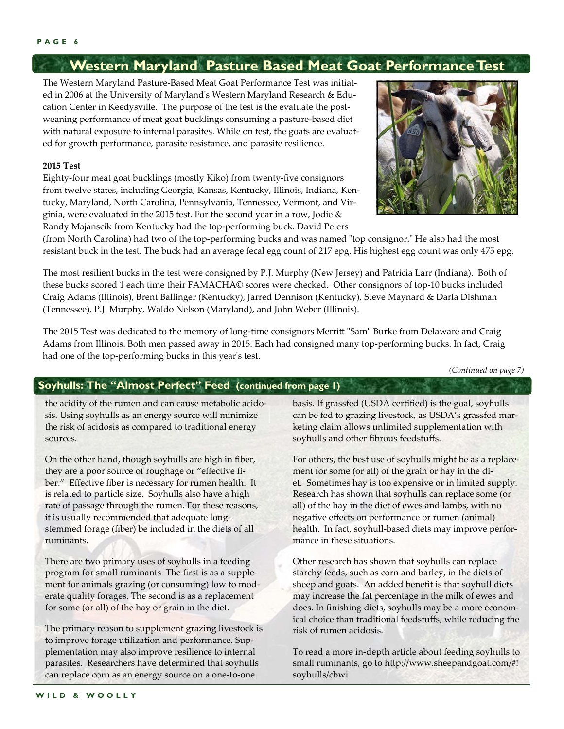## Western Maryland Pasture Based Meat Goat Performance Test

The Western Maryland Pasture-Based Meat Goat Performance Test was initiated in 2006 at the University of Maryland's Western Maryland Research & Education Center in Keedysville. The purpose of the test is the evaluate the post-weaning performance of meat goat bucklings consuming a pasture-based diet with natural exposure to internal parasites. While on test, the goats are evaluated for growth performance, parasite resistance, and parasite resilience.

**2015 Test**

Eighty-four meat goat bucklings (mostly Kiko) from twenty-five consignors from twelve states, including Georgia, Kansas, Kentucky, Illinois, Indiana, Kentucky, Maryland, North Carolina, Pennsylvania, Tennessee, Vermont, and Virginia, were evaluated in the 2015 test. For the second year in a row, Jodie & Randy Majanscik from Kentucky had the top-performing buck. David Peters (from North Carolina) had two of the top-performing bucks and was named "top consignor." He also had the most resistant buck in the test. The buck had an average fecal egg count of 217 epg. His highest egg count was only 475 epg.

The most resilient bucks in the test were consigned by P.J. Murphy (New Jersey) and Patricia Larr (Indiana). Both of these bucks scored 1 each time their FAMACHA© scores were checked. Other consignors of top-10 bucks included Craig Adams (Illinois), Brent Ballinger (Kentucky), Jarred Dennison (Kentucky), Steve Maynard & Darla Dishman (Tennessee), P.J. Murphy, Waldo Nelson (Maryland), and John Weber (Illinois).

The 2015 Test was dedicated to the memory of long-time consignors Merritt "Sam" Burke from Delaware and Craig Adams from Illinois. Both men passed away in 2015. Each had consigned many top-performing bucks. In fact, Craig had one of the top-performing bucks in this year's test.

*(Continued on page 7)*

## Soyhulls: The "Almost Perfect" Feed (continued from page 1)

the acidity of the rumen and can cause metabolic acidosis. Using soyhulls as an energy source will minimize the risk of acidosis as compared to traditional energy sources.

On the other hand, though soyhulls are high in fiber, they are a poor source of roughage or "effective fiber." Effective fiber is necessary for rumen health. It is related to particle size. Soyhulls also have a high rate of passage through the rumen. For these reasons, it is usually recommended that adequate long-stemmed forage (fiber) be included in the diets of all ruminants.

There are two primary uses of soyhulls in a feeding program for small ruminants The first is as a supplement for animals grazing (or consuming) low to moderate quality forages. The second is as a replacement for some (or all) of the hay or grain in the diet.

The primary reason to supplement grazing livestock is to improve forage utilization and performance. Supplementation may also improve resilience to internal parasites. Researchers have determined that soyhulls can replace corn as an energy source on a one-to-one basis. If grassfed (USDA certified) is the goal, soyhulls can be fed to grazing livestock, as USDA's grassfed marketing claim allows unlimited supplementation with soyhulls and other fibrous feedstuffs.

For others, the best use of soyhulls might be as a replacement for some (or all) of the grain or hay in the diet. Sometimes hay is too expensive or in limited supply. Research has shown that soyhulls can replace some (or all) of the hay in the diet of ewes and lambs, with no negative effects on performance or rumen (animal) health. In fact, soyhull-based diets may improve performance in these situations.

Other research has shown that soyhulls can replace starchy feeds, such as corn and barley, in the diets of sheep and goats. An added benefit is that soyhull diets may increase the fat percentage in the milk of ewes and does. In finishing diets, soyhulls may be a more economical choice than traditional feedstuffs, while reducing the risk of rumen acidosis.

To read a more in-depth article about feeding soyhulls to small ruminants, go to http://www.sheepandgoat.com/#!soyhulls/cbwi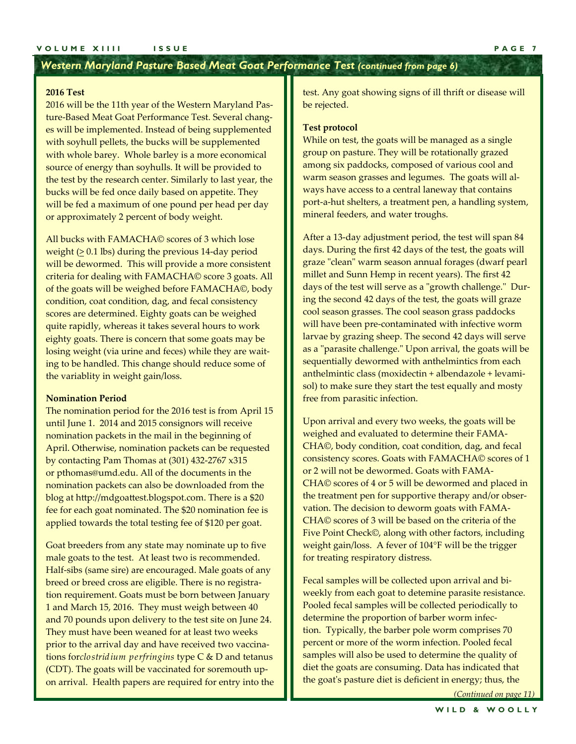## *Western Maryland Pasture Based Meat Goat Performance Test (continued from page 6)*

**2016 Test**

2016 will be the 11th year of the Western Maryland Pasture-Based Meat Goat Performance Test. Several changes will be implemented. Instead of being supplemented with soyhull pellets, the bucks will be supplemented with whole barey. Whole barley is a more economical source of energy than soyhulls. It will be provided to the test by the research center. Similarly to last year, the bucks will be fed once daily based on appetite. They will be fed a maximum of one pound per head per day or approximately 2 percent of body weight.

All bucks with FAMACHA© scores of 3 which lose weight (≥ 0.1 lbs) during the previous 14-day period will be dewormed. This will provide a more consistent criteria for dealing with FAMACHA© score 3 goats. All of the goats will be weighed before FAMACHA©, body condition, coat condition, dag, and fecal consistency scores are determined. Eighty goats can be weighed quite rapidly, whereas it takes several hours to work eighty goats. There is concern that some goats may be losing weight (via urine and feces) while they are waiting to be handled. This change should reduce some of the variablity in weight gain/loss.

**Nomination Period**

The nomination period for the 2016 test is from April 15 until June 1. 2014 and 2015 consignors will receive nomination packets in the mail in the beginning of April. Otherwise, nomination packets can be requested by contacting Pam Thomas at (301) 432-2767 x315 or pthomas@umd.edu. All of the documents in the nomination packets can also be downloaded from the blog at http://mdgoattest.blogspot.com. There is a $20 fee for each goat nominated. The $20 nomination fee is applied towards the total testing fee of $120 per goat.

Goat breeders from any state may nominate up to five male goats to the test. At least two is recommended. Half-sibs (same sire) are encouraged. Male goats of any breed or breed cross are eligible. There is no registration requirement. Goats must be born between January 1 and March 15, 2016. They must weigh between 40 and 70 pounds upon delivery to the test site on June 24. They must have been weaned for at least two weeks prior to the arrival day and have received two vaccinations for*clostridium perfringins* type C & D and tetanus (CDT). The goats will be vaccinated for soremouth upon arrival. Health papers are required for entry into the test. Any goat showing signs of ill thrift or disease will be rejected.

**Test protocol**

While on test, the goats will be managed as a single group on pasture. They will be rotationally grazed among six paddocks, composed of various cool and warm season grasses and legumes. The goats will always have access to a central laneway that contains port-a-hut shelters, a treatment pen, a handling system, mineral feeders, and water troughs.

After a 13-day adjustment period, the test will span 84 days. During the first 42 days of the test, the goats will graze "clean" warm season annual forages (dwarf pearl millet and Sunn Hemp in recent years). The first 42 days of the test will serve as a "growth challenge." During the second 42 days of the test, the goats will graze cool season grasses. The cool season grass paddocks will have been pre-contaminated with infective worm larvae by grazing sheep. The second 42 days will serve as a "parasite challenge." Upon arrival, the goats will be sequentially dewormed with anthelmintics from each anthelmintic class (moxidectin + albendazole + levamisol) to make sure they start the test equally and mosty free from parasitic infection.

Upon arrival and every two weeks, the goats will be weighed and evaluated to determine their FAMACHA©, body condition, coat condition, dag, and fecal consistency scores. Goats with FAMACHA© scores of 1 or 2 will not be dewormed. Goats with FAMACHA© scores of 4 or 5 will be dewormed and placed in the treatment pen for supportive therapy and/or observation. The decision to deworm goats with FAMACHA© scores of 3 will be based on the criteria of the Five Point Check©, along with other factors, including weight gain/loss. A fever of 104°F will be the trigger for treating respiratory distress.

Fecal samples will be collected upon arrival and biweekly from each goat to detemine parasite resistance. Pooled fecal samples will be collected periodically to determine the proportion of barber worm infection. Typically, the barber pole worm comprises 70 percent or more of the worm infection. Pooled fecal samples will also be used to determine the quality of diet the goats are consuming. Data has indicated that the goat's pasture diet is deficient in energy; thus, the

*(Continued on page 11)*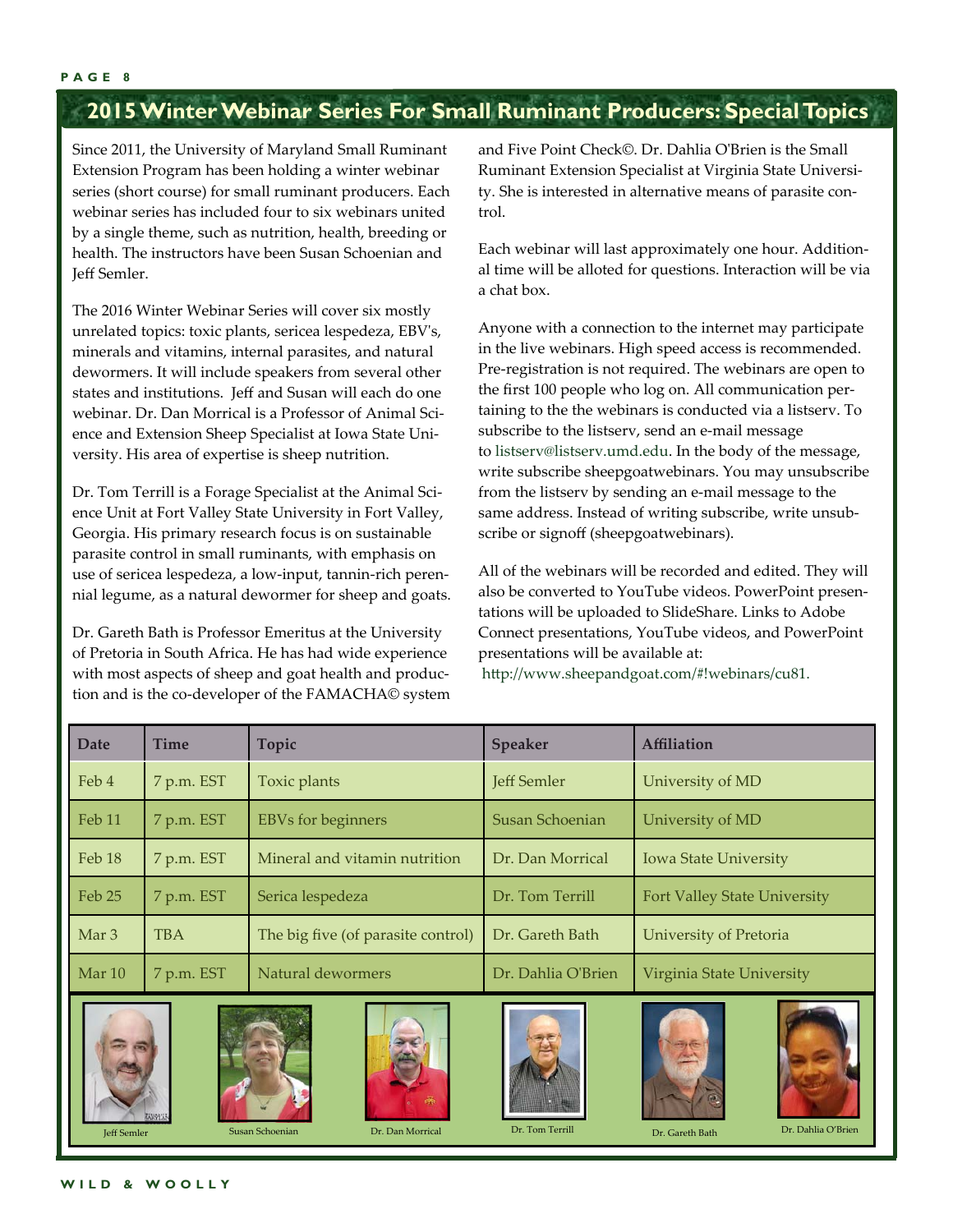## 2015 Winter Webinar Series For Small Ruminant Producers: Special Topics

Since 2011, the University of Maryland Small Ruminant Extension Program has been holding a winter webinar series (short course) for small ruminant producers. Each webinar series has included four to six webinars united by a single theme, such as nutrition, health, breeding or health. The instructors have been Susan Schoenian and Jeff Semler.

The 2016 Winter Webinar Series will cover six mostly unrelated topics: toxic plants, sericea lespedeza, EBV's, minerals and vitamins, internal parasites, and natural dewormers. It will include speakers from several other states and institutions. Jeff and Susan will each do one webinar. Dr. Dan Morrical is a Professor of Animal Science and Extension Sheep Specialist at Iowa State University. His area of expertise is sheep nutrition.

Dr. Tom Terrill is a Forage Specialist at the Animal Science Unit at Fort Valley State University in Fort Valley, Georgia. His primary research focus is on sustainable parasite control in small ruminants, with emphasis on use of sericea lespedeza, a low-input, tannin-rich perennial legume, as a natural dewormer for sheep and goats.

Dr. Gareth Bath is Professor Emeritus at the University of Pretoria in South Africa. He has had wide experience with most aspects of sheep and goat health and production and is the co-developer of the FAMACHA© system and Five Point Check©. Dr. Dahlia O'Brien is the Small Ruminant Extension Specialist at Virginia State University. She is interested in alternative means of parasite control.

Each webinar will last approximately one hour. Additional time will be alloted for questions. Interaction will be via a chat box.

Anyone with a connection to the internet may participate in the live webinars. High speed access is recommended. Pre-registration is not required. The webinars are open to the first 100 people who log on. All communication pertaining to the the webinars is conducted via a listserv. To subscribe to the listserv, send an e-mail message to listserv@listserv.umd.edu. In the body of the message, write subscribe sheepgoatwebinars. You may unsubscribe from the listserv by sending an e-mail message to the same address. Instead of writing subscribe, write unsubscribe or signoff (sheepgoatwebinars).

All of the webinars will be recorded and edited. They will also be converted to YouTube videos. PowerPoint presentations will be uploaded to SlideShare. Links to Adobe Connect presentations, YouTube videos, and PowerPoint presentations will be available at:
http://www.sheepandgoat.com/#!webinars/cu81.

| Date | Time | Topic | Speaker | Affiliation |
|---|---|---|---|---|
| Feb 4 | 7 p.m. EST | Toxic plants | Jeff Semler | University of MD |
| Feb 11 | 7 p.m. EST | EBVs for beginners | Susan Schoenian | University of MD |
| Feb 18 | 7 p.m. EST | Mineral and vitamin nutrition | Dr. Dan Morrical | Iowa State University |
| Feb 25 | 7 p.m. EST | Serica lespedeza | Dr. Tom Terrill | Fort Valley State University |
| Mar 3 | TBA | The big five (of parasite control) | Dr. Gareth Bath | University of Pretoria |
| Mar 10 | 7 p.m. EST | Natural dewormers | Dr. Dahlia O'Brien | Virginia State University |

Jeff Semler | Susan Schoenian | Dr. Dan Morrical | Dr. Tom Terrill | Dr. Gareth Bath | Dr. Dahlia O'Brien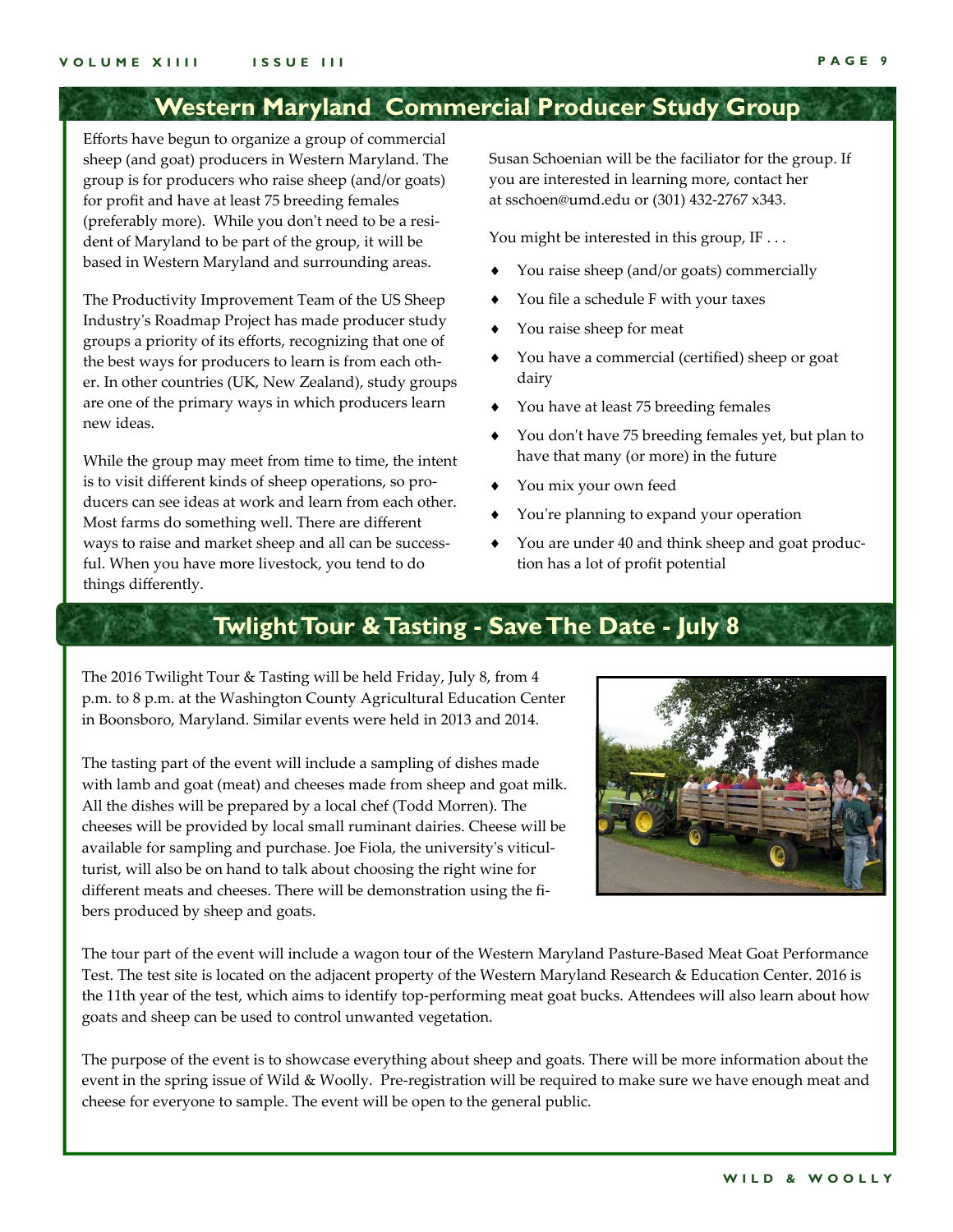## Western Maryland Commercial Producer Study Group

Efforts have begun to organize a group of commercial sheep (and goat) producers in Western Maryland. The group is for producers who raise sheep (and/or goats) for profit and have at least 75 breeding females (preferably more). While you don't need to be a resident of Maryland to be part of the group, it will be based in Western Maryland and surrounding areas.

The Productivity Improvement Team of the US Sheep Industry's Roadmap Project has made producer study groups a priority of its efforts, recognizing that one of the best ways for producers to learn is from each other. In other countries (UK, New Zealand), study groups are one of the primary ways in which producers learn new ideas.

While the group may meet from time to time, the intent is to visit different kinds of sheep operations, so producers can see ideas at work and learn from each other. Most farms do something well. There are different ways to raise and market sheep and all can be successful. When you have more livestock, you tend to do things differently.

Susan Schoenian will be the faciliator for the group. If you are interested in learning more, contact her at sschoen@umd.edu or (301) 432-2767 x343.

You might be interested in this group, IF . . .

- You raise sheep (and/or goats) commercially
- You file a schedule F with your taxes
- You raise sheep for meat
- You have a commercial (certified) sheep or goat dairy
- You have at least 75 breeding females
- You don't have 75 breeding females yet, but plan to have that many (or more) in the future
- You mix your own feed
- You're planning to expand your operation
- You are under 40 and think sheep and goat production has a lot of profit potential

## Twlight Tour & Tasting - Save The Date - July 8

The 2016 Twilight Tour & Tasting will be held Friday, July 8, from 4 p.m. to 8 p.m. at the Washington County Agricultural Education Center in Boonsboro, Maryland. Similar events were held in 2013 and 2014.

The tasting part of the event will include a sampling of dishes made with lamb and goat (meat) and cheeses made from sheep and goat milk. All the dishes will be prepared by a local chef (Todd Morren). The cheeses will be provided by local small ruminant dairies. Cheese will be available for sampling and purchase. Joe Fiola, the university's viticulturist, will also be on hand to talk about choosing the right wine for different meats and cheeses. There will be demonstration using the fibers produced by sheep and goats.

The tour part of the event will include a wagon tour of the Western Maryland Pasture-Based Meat Goat Performance Test. The test site is located on the adjacent property of the Western Maryland Research & Education Center. 2016 is the 11th year of the test, which aims to identify top-performing meat goat bucks. Attendees will also learn about how goats and sheep can be used to control unwanted vegetation.

The purpose of the event is to showcase everything about sheep and goats. There will be more information about the event in the spring issue of Wild & Woolly. Pre-registration will be required to make sure we have enough meat and cheese for everyone to sample. The event will be open to the general public.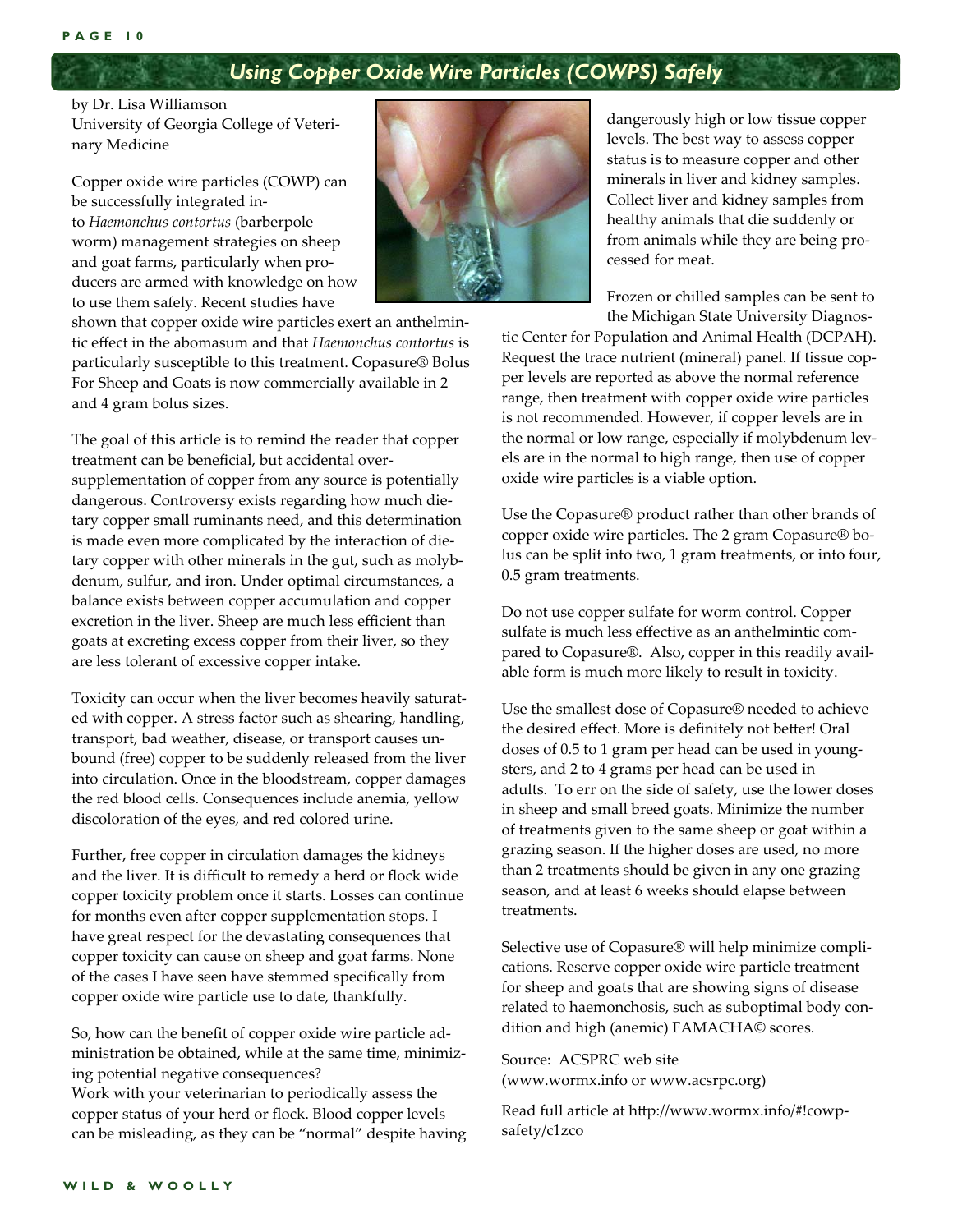## Using Copper Oxide Wire Particles (COWPS) Safely

by Dr. Lisa Williamson
University of Georgia College of Veterinary Medicine

Copper oxide wire particles (COWP) can be successfully integrated into *Haemonchus contortus* (barberpole worm) management strategies on sheep and goat farms, particularly when producers are armed with knowledge on how to use them safely. Recent studies have shown that copper oxide wire particles exert an anthelmintic effect in the abomasum and that *Haemonchus contortus* is particularly susceptible to this treatment. Copasure® Bolus For Sheep and Goats is now commercially available in 2 and 4 gram bolus sizes.

The goal of this article is to remind the reader that copper treatment can be beneficial, but accidental over-supplementation of copper from any source is potentially dangerous. Controversy exists regarding how much dietary copper small ruminants need, and this determination is made even more complicated by the interaction of dietary copper with other minerals in the gut, such as molybdenum, sulfur, and iron. Under optimal circumstances, a balance exists between copper accumulation and copper excretion in the liver. Sheep are much less efficient than goats at excreting excess copper from their liver, so they are less tolerant of excessive copper intake.

Toxicity can occur when the liver becomes heavily saturated with copper. A stress factor such as shearing, handling, transport, bad weather, disease, or transport causes unbound (free) copper to be suddenly released from the liver into circulation. Once in the bloodstream, copper damages the red blood cells. Consequences include anemia, yellow discoloration of the eyes, and red colored urine.

Further, free copper in circulation damages the kidneys and the liver. It is difficult to remedy a herd or flock wide copper toxicity problem once it starts. Losses can continue for months even after copper supplementation stops. I have great respect for the devastating consequences that copper toxicity can cause on sheep and goat farms. None of the cases I have seen have stemmed specifically from copper oxide wire particle use to date, thankfully.

So, how can the benefit of copper oxide wire particle administration be obtained, while at the same time, minimizing potential negative consequences?
Work with your veterinarian to periodically assess the copper status of your herd or flock. Blood copper levels can be misleading, as they can be "normal" despite having dangerously high or low tissue copper levels. The best way to assess copper status is to measure copper and other minerals in liver and kidney samples. Collect liver and kidney samples from healthy animals that die suddenly or from animals while they are being processed for meat.

Frozen or chilled samples can be sent to the Michigan State University Diagnostic Center for Population and Animal Health (DCPAH). Request the trace nutrient (mineral) panel. If tissue copper levels are reported as above the normal reference range, then treatment with copper oxide wire particles is not recommended. However, if copper levels are in the normal or low range, especially if molybdenum levels are in the normal to high range, then use of copper oxide wire particles is a viable option.

Use the Copasure® product rather than other brands of copper oxide wire particles. The 2 gram Copasure® bolus can be split into two, 1 gram treatments, or into four, 0.5 gram treatments.

Do not use copper sulfate for worm control. Copper sulfate is much less effective as an anthelmintic compared to Copasure®. Also, copper in this readily available form is much more likely to result in toxicity.

Use the smallest dose of Copasure® needed to achieve the desired effect. More is definitely not better! Oral doses of 0.5 to 1 gram per head can be used in youngsters, and 2 to 4 grams per head can be used in adults. To err on the side of safety, use the lower doses in sheep and small breed goats. Minimize the number of treatments given to the same sheep or goat within a grazing season. If the higher doses are used, no more than 2 treatments should be given in any one grazing season, and at least 6 weeks should elapse between treatments.

Selective use of Copasure® will help minimize complications. Reserve copper oxide wire particle treatment for sheep and goats that are showing signs of disease related to haemonchosis, such as suboptimal body condition and high (anemic) FAMACHA© scores.

Source: ACSPRC web site
(www.wormx.info or www.acsrpc.org)

Read full article at http://www.wormx.info/#!cowp-safety/c1zco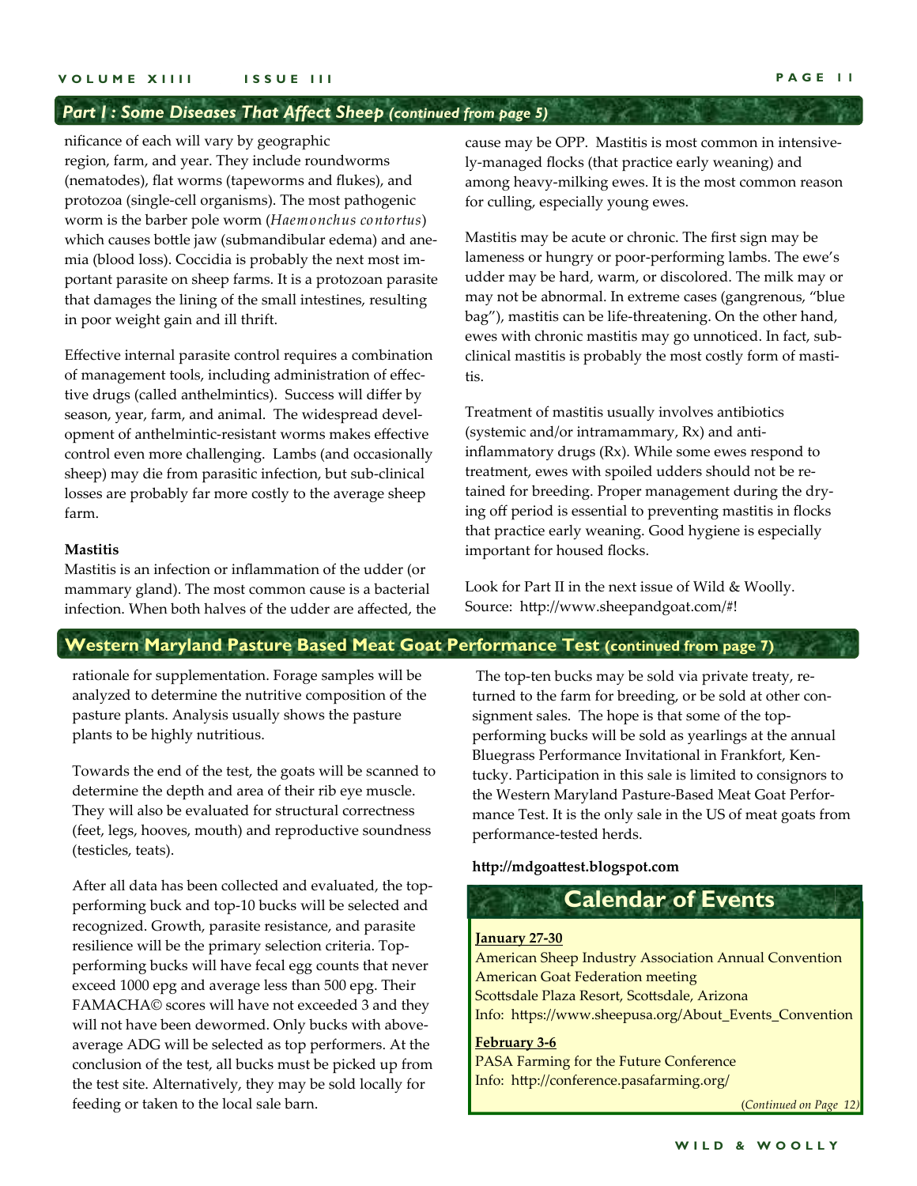## *Part I : Some Diseases That Affect Sheep (continued from page 5)*

nificance of each will vary by geographic region, farm, and year. They include roundworms (nematodes), flat worms (tapeworms and flukes), and protozoa (single-cell organisms). The most pathogenic worm is the barber pole worm (*Haemonchus contortus*) which causes bottle jaw (submandibular edema) and anemia (blood loss). Coccidia is probably the next most important parasite on sheep farms. It is a protozoan parasite that damages the lining of the small intestines, resulting in poor weight gain and ill thrift.

Effective internal parasite control requires a combination of management tools, including administration of effective drugs (called anthelmintics). Success will differ by season, year, farm, and animal. The widespread development of anthelmintic-resistant worms makes effective control even more challenging. Lambs (and occasionally sheep) may die from parasitic infection, but sub-clinical losses are probably far more costly to the average sheep farm.

**Mastitis**

Mastitis is an infection or inflammation of the udder (or mammary gland). The most common cause is a bacterial infection. When both halves of the udder are affected, the cause may be OPP. Mastitis is most common in intensively-managed flocks (that practice early weaning) and among heavy-milking ewes. It is the most common reason for culling, especially young ewes.

Mastitis may be acute or chronic. The first sign may be lameness or hungry or poor-performing lambs. The ewe's udder may be hard, warm, or discolored. The milk may or may not be abnormal. In extreme cases (gangrenous, "blue bag"), mastitis can be life-threatening. On the other hand, ewes with chronic mastitis may go unnoticed. In fact, sub-clinical mastitis is probably the most costly form of mastitis.

Treatment of mastitis usually involves antibiotics (systemic and/or intramammary, Rx) and anti-inflammatory drugs (Rx). While some ewes respond to treatment, ewes with spoiled udders should not be retained for breeding. Proper management during the drying off period is essential to preventing mastitis in flocks that practice early weaning. Good hygiene is especially important for housed flocks.

Look for Part II in the next issue of Wild & Woolly.
Source: http://www.sheepandgoat.com/#!

## Western Maryland Pasture Based Meat Goat Performance Test (continued from page 7)

rationale for supplementation. Forage samples will be analyzed to determine the nutritive composition of the pasture plants. Analysis usually shows the pasture plants to be highly nutritious.

Towards the end of the test, the goats will be scanned to determine the depth and area of their rib eye muscle. They will also be evaluated for structural correctness (feet, legs, hooves, mouth) and reproductive soundness (testicles, teats).

After all data has been collected and evaluated, the top-performing buck and top-10 bucks will be selected and recognized. Growth, parasite resistance, and parasite resilience will be the primary selection criteria. Top-performing bucks will have fecal egg counts that never exceed 1000 epg and average less than 500 epg. Their FAMACHA© scores will have not exceeded 3 and they will not have been dewormed. Only bucks with above-average ADG will be selected as top performers. At the conclusion of the test, all bucks must be picked up from the test site. Alternatively, they may be sold locally for feeding or taken to the local sale barn.

The top-ten bucks may be sold via private treaty, returned to the farm for breeding, or be sold at other consignment sales. The hope is that some of the top-performing bucks will be sold as yearlings at the annual Bluegrass Performance Invitational in Frankfort, Kentucky. Participation in this sale is limited to consignors to the Western Maryland Pasture-Based Meat Goat Performance Test. It is the only sale in the US of meat goats from performance-tested herds.

**http://mdgoattest.blogspot.com**

## Calendar of Events

**January 27-30**
American Sheep Industry Association Annual Convention
American Goat Federation meeting
Scottsdale Plaza Resort, Scottsdale, Arizona
Info: https://www.sheepusa.org/About_Events_Convention

**February 3-6**
PASA Farming for the Future Conference
Info: http://conference.pasafarming.org/

*(Continued on Page 12)*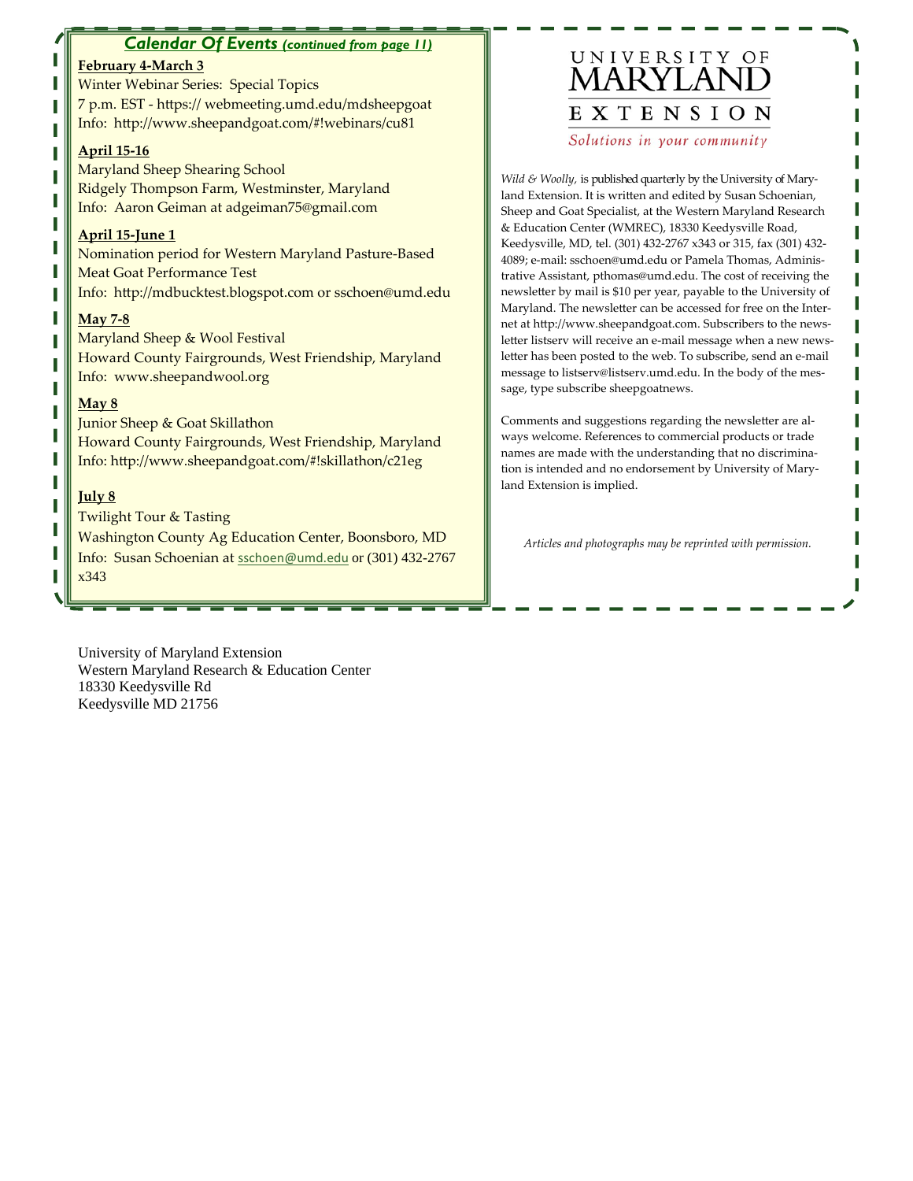## *Calendar Of Events (continued from page 11)*

**February 4-March 3**
Winter Webinar Series: Special Topics
7 p.m. EST - https:// webmeeting.umd.edu/mdsheepgoat
Info: http://www.sheepandgoat.com/#!webinars/cu81

**April 15-16**
Maryland Sheep Shearing School
Ridgely Thompson Farm, Westminster, Maryland
Info: Aaron Geiman at adgeiman75@gmail.com

**April 15-June 1**
Nomination period for Western Maryland Pasture-Based Meat Goat Performance Test
Info: http://mdbucktest.blogspot.com or sschoen@umd.edu

**May 7-8**
Maryland Sheep & Wool Festival
Howard County Fairgrounds, West Friendship, Maryland
Info: www.sheepandwool.org

**May 8**
Junior Sheep & Goat Skillathon
Howard County Fairgrounds, West Friendship, Maryland
Info: http://www.sheepandgoat.com/#!skillathon/c21eg

**July 8**
Twilight Tour & Tasting
Washington County Ag Education Center, Boonsboro, MD
Info: Susan Schoenian at sschoen@umd.edu or (301) 432-2767 x343

UNIVERSITY OF MARYLAND EXTENSION
Solutions in your community

*Wild & Woolly,* is published quarterly by the University of Maryland Extension. It is written and edited by Susan Schoenian, Sheep and Goat Specialist, at the Western Maryland Research & Education Center (WMREC), 18330 Keedysville Road, Keedysville, MD, tel. (301) 432-2767 x343 or 315, fax (301) 432-4089; e-mail: sschoen@umd.edu or Pamela Thomas, Administrative Assistant, pthomas@umd.edu. The cost of receiving the newsletter by mail is $10 per year, payable to the University of Maryland. The newsletter can be accessed for free on the Internet at http://www.sheepandgoat.com. Subscribers to the newsletter listserv will receive an e-mail message when a new newsletter has been posted to the web. To subscribe, send an e-mail message to listserv@listserv.umd.edu. In the body of the message, type subscribe sheepgoatnews.

Comments and suggestions regarding the newsletter are always welcome. References to commercial products or trade names are made with the understanding that no discrimination is intended and no endorsement by University of Maryland Extension is implied.

*Articles and photographs may be reprinted with permission.*

University of Maryland Extension
Western Maryland Research & Education Center
18330 Keedysville Rd
Keedysville MD 21756